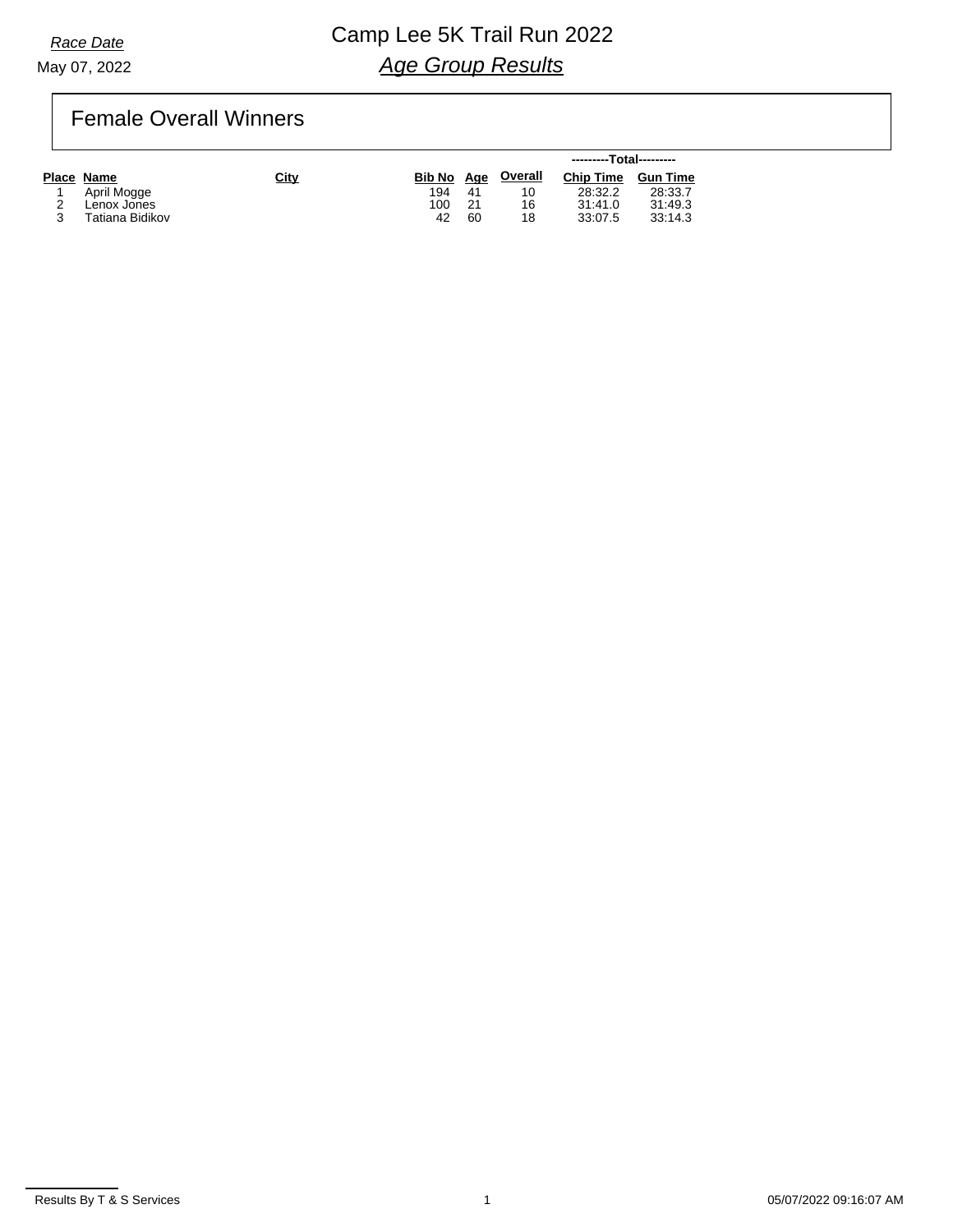*Race Date*

May 07, 2022

# Camp Lee 5K Trail Run 2022

## *Age Group Results*

### Female Overall Winners

| Place | Name | City | Bib No | Age | Overall | ---------Total--------- Chip Time | Gun Time |
|---|---|---|---|---|---|---|---|
| 1 | April Mogge | | 194 | 41 | 10 | 28:32.2 | 28:33.7 |
| 2 | Lenox Jones | | 100 | 21 | 16 | 31:41.0 | 31:49.3 |
| 3 | Tatiana Bidikov | | 42 | 60 | 18 | 33:07.5 | 33:14.3 |

Results By T & S Services

05/07/2022 09:16:07 AM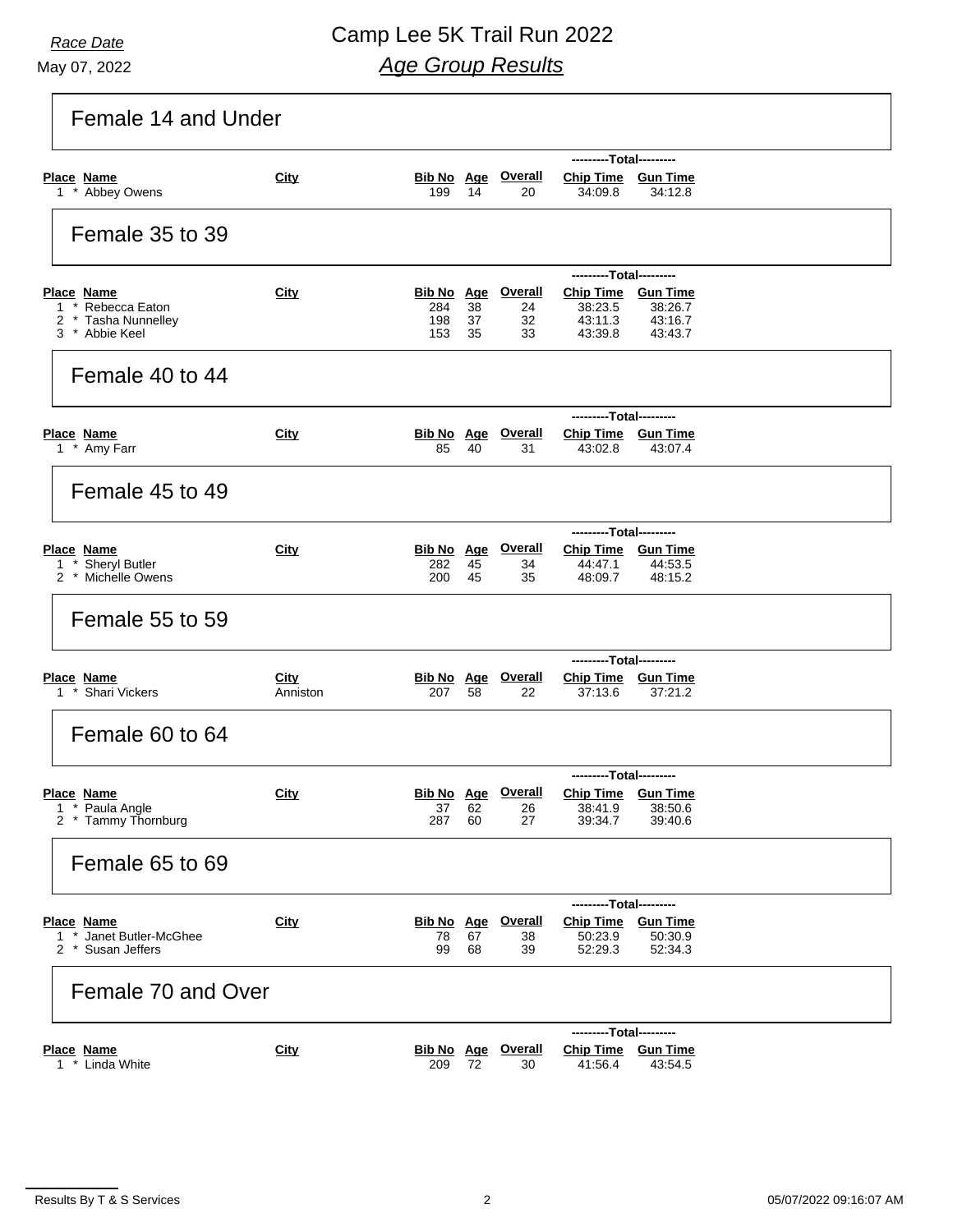*Race Date*

May 07, 2022

# Camp Lee 5K Trail Run 2022

## *Age Group Results*

### Female 14 and Under

| Place | Name | City | Bib No | Age | Overall | Chip Time | Gun Time |
|---|---|---|---|---|---|---|---|
| 1 * | Abbey Owens | | 199 | 14 | 20 | 34:09.8 | 34:12.8 |

### Female 35 to 39

| Place | Name | City | Bib No | Age | Overall | Chip Time | Gun Time |
|---|---|---|---|---|---|---|---|
| 1 * | Rebecca Eaton | | 284 | 38 | 24 | 38:23.5 | 38:26.7 |
| 2 * | Tasha Nunnelley | | 198 | 37 | 32 | 43:11.3 | 43:16.7 |
| 3 * | Abbie Keel | | 153 | 35 | 33 | 43:39.8 | 43:43.7 |

### Female 40 to 44

| Place | Name | City | Bib No | Age | Overall | Chip Time | Gun Time |
|---|---|---|---|---|---|---|---|
| 1 * | Amy Farr | | 85 | 40 | 31 | 43:02.8 | 43:07.4 |

### Female 45 to 49

| Place | Name | City | Bib No | Age | Overall | Chip Time | Gun Time |
|---|---|---|---|---|---|---|---|
| 1 * | Sheryl Butler | | 282 | 45 | 34 | 44:47.1 | 44:53.5 |
| 2 * | Michelle Owens | | 200 | 45 | 35 | 48:09.7 | 48:15.2 |

### Female 55 to 59

| Place | Name | City | Bib No | Age | Overall | Chip Time | Gun Time |
|---|---|---|---|---|---|---|---|
| 1 * | Shari Vickers | Anniston | 207 | 58 | 22 | 37:13.6 | 37:21.2 |

### Female 60 to 64

| Place | Name | City | Bib No | Age | Overall | Chip Time | Gun Time |
|---|---|---|---|---|---|---|---|
| 1 * | Paula Angle | | 37 | 62 | 26 | 38:41.9 | 38:50.6 |
| 2 * | Tammy Thornburg | | 287 | 60 | 27 | 39:34.7 | 39:40.6 |

### Female 65 to 69

| Place | Name | City | Bib No | Age | Overall | Chip Time | Gun Time |
|---|---|---|---|---|---|---|---|
| 1 * | Janet Butler-McGhee | | 78 | 67 | 38 | 50:23.9 | 50:30.9 |
| 2 * | Susan Jeffers | | 99 | 68 | 39 | 52:29.3 | 52:34.3 |

### Female 70 and Over

| Place | Name | City | Bib No | Age | Overall | Chip Time | Gun Time |
|---|---|---|---|---|---|---|---|
| 1 * | Linda White | | 209 | 72 | 30 | 41:56.4 | 43:54.5 |

Results By T & S Services — 05/07/2022 09:16:07 AM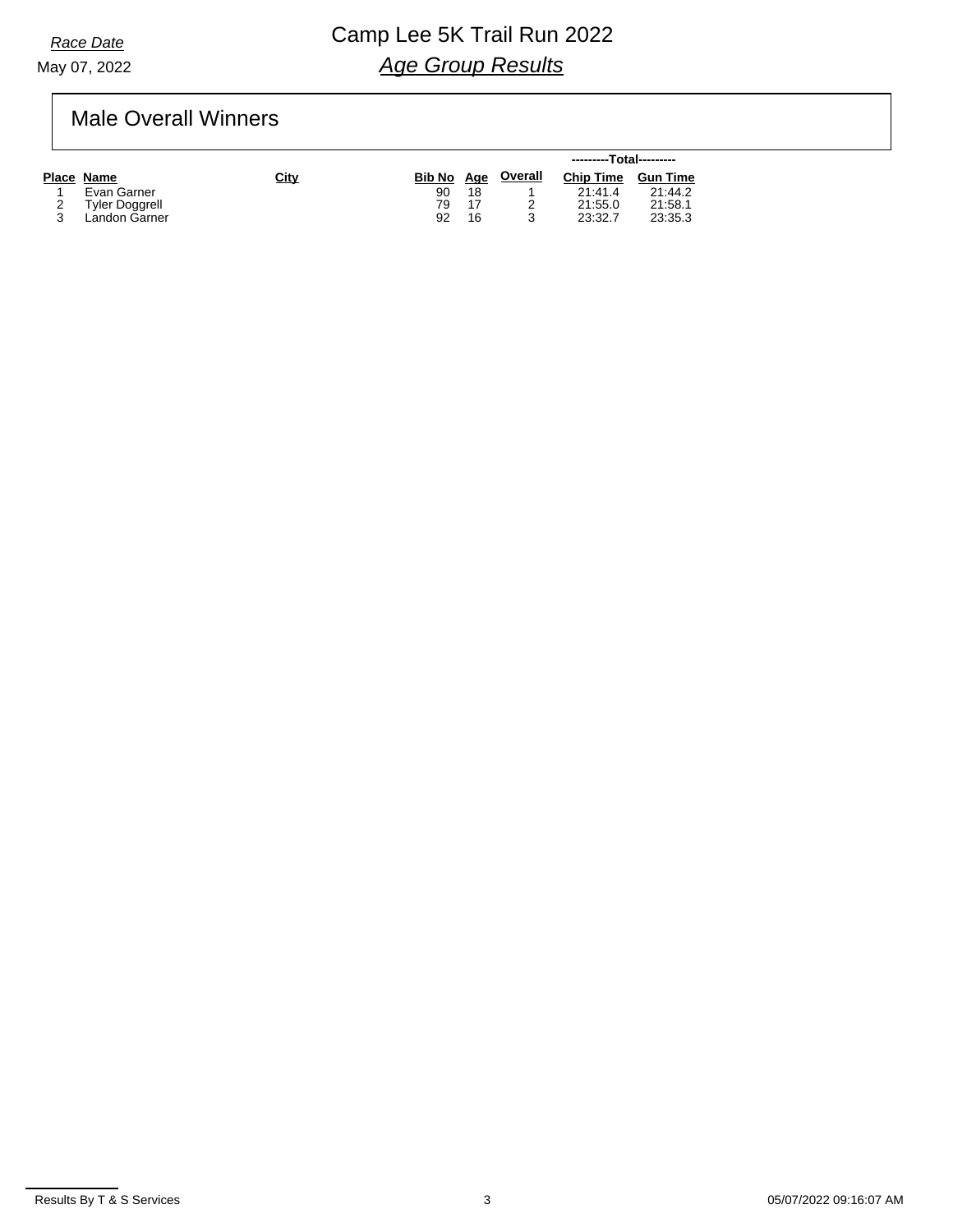*Race Date*

May 07, 2022

# Camp Lee 5K Trail Run 2022

## *Age Group Results*

## Male Overall Winners

| Place | Name | City | Bib No | Age | Overall | ---------Total--------- Chip Time | Gun Time |
|---|---|---|---|---|---|---|---|
| 1 | Evan Garner | | 90 | 18 | 1 | 21:41.4 | 21:44.2 |
| 2 | Tyler Doggrell | | 79 | 17 | 2 | 21:55.0 | 21:58.1 |
| 3 | Landon Garner | | 92 | 16 | 3 | 23:32.7 | 23:35.3 |

Results By T & S Services

05/07/2022 09:16:07 AM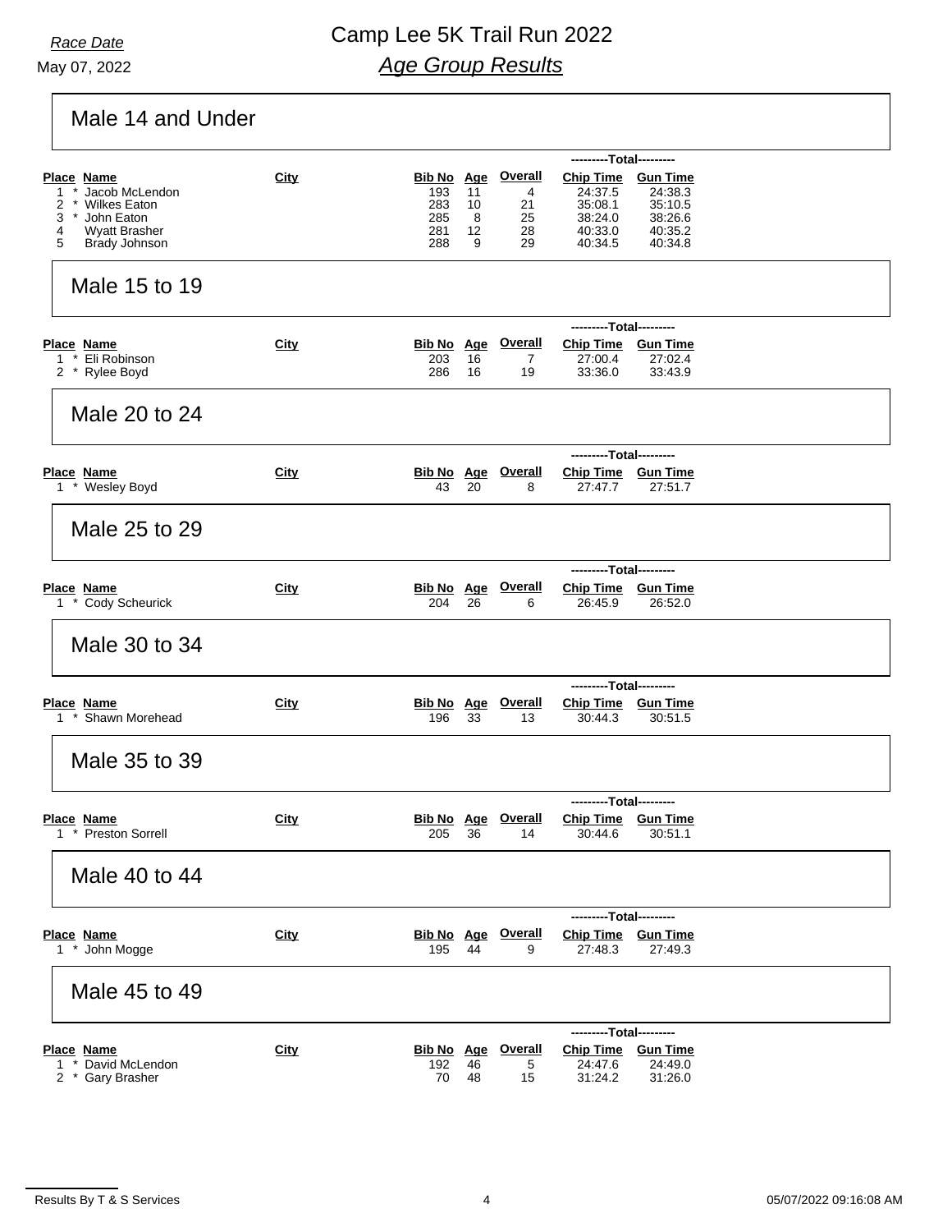Race Date

May 07, 2022

# Camp Lee 5K Trail Run 2022

## *Age Group Results*

### Male 14 and Under

| Place | | Name | City | Bib No | Age | Overall | Chip Time | Gun Time |
|---|---|---|---|---|---|---|---|---|
| | | | | | | | ---------Total--------- | |
| 1 | * | Jacob McLendon | | 193 | 11 | 4 | 24:37.5 | 24:38.3 |
| 2 | * | Wilkes Eaton | | 283 | 10 | 21 | 35:08.1 | 35:10.5 |
| 3 | * | John Eaton | | 285 | 8 | 25 | 38:24.0 | 38:26.6 |
| 4 | | Wyatt Brasher | | 281 | 12 | 28 | 40:33.0 | 40:35.2 |
| 5 | | Brady Johnson | | 288 | 9 | 29 | 40:34.5 | 40:34.8 |

### Male 15 to 19

| Place | | Name | City | Bib No | Age | Overall | Chip Time | Gun Time |
|---|---|---|---|---|---|---|---|---|
| | | | | | | | ---------Total--------- | |
| 1 | * | Eli Robinson | | 203 | 16 | 7 | 27:00.4 | 27:02.4 |
| 2 | * | Rylee Boyd | | 286 | 16 | 19 | 33:36.0 | 33:43.9 |

### Male 20 to 24

| Place | | Name | City | Bib No | Age | Overall | Chip Time | Gun Time |
|---|---|---|---|---|---|---|---|---|
| | | | | | | | ---------Total--------- | |
| 1 | * | Wesley Boyd | | 43 | 20 | 8 | 27:47.7 | 27:51.7 |

### Male 25 to 29

| Place | | Name | City | Bib No | Age | Overall | Chip Time | Gun Time |
|---|---|---|---|---|---|---|---|---|
| | | | | | | | ---------Total--------- | |
| 1 | * | Cody Scheurick | | 204 | 26 | 6 | 26:45.9 | 26:52.0 |

### Male 30 to 34

| Place | | Name | City | Bib No | Age | Overall | Chip Time | Gun Time |
|---|---|---|---|---|---|---|---|---|
| | | | | | | | ---------Total--------- | |
| 1 | * | Shawn Morehead | | 196 | 33 | 13 | 30:44.3 | 30:51.5 |

### Male 35 to 39

| Place | | Name | City | Bib No | Age | Overall | Chip Time | Gun Time |
|---|---|---|---|---|---|---|---|---|
| | | | | | | | ---------Total--------- | |
| 1 | * | Preston Sorrell | | 205 | 36 | 14 | 30:44.6 | 30:51.1 |

### Male 40 to 44

| Place | | Name | City | Bib No | Age | Overall | Chip Time | Gun Time |
|---|---|---|---|---|---|---|---|---|
| | | | | | | | ---------Total--------- | |
| 1 | * | John Mogge | | 195 | 44 | 9 | 27:48.3 | 27:49.3 |

### Male 45 to 49

| Place | | Name | City | Bib No | Age | Overall | Chip Time | Gun Time |
|---|---|---|---|---|---|---|---|---|
| | | | | | | | ---------Total--------- | |
| 1 | * | David McLendon | | 192 | 46 | 5 | 24:47.6 | 24:49.0 |
| 2 | * | Gary Brasher | | 70 | 48 | 15 | 31:24.2 | 31:26.0 |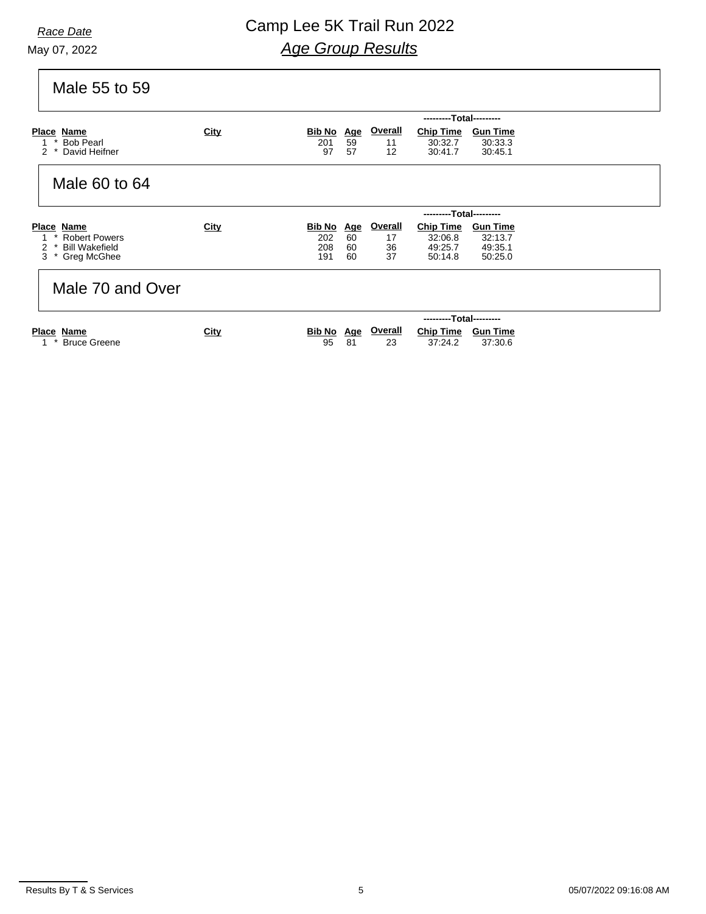Race Date

May 07, 2022

# Camp Lee 5K Trail Run 2022

## *Age Group Results*

### Male 55 to 59

| Place | | Name | City | Bib No | Age | Overall | ---------Total--------- Chip Time | Gun Time |
|---|---|---|---|---|---|---|---|---|
| 1 | * | Bob Pearl | | 201 | 59 | 11 | 30:32.7 | 30:33.3 |
| 2 | * | David Heifner | | 97 | 57 | 12 | 30:41.7 | 30:45.1 |

### Male 60 to 64

| Place | | Name | City | Bib No | Age | Overall | ---------Total--------- Chip Time | Gun Time |
|---|---|---|---|---|---|---|---|---|
| 1 | * | Robert Powers | | 202 | 60 | 17 | 32:06.8 | 32:13.7 |
| 2 | * | Bill Wakefield | | 208 | 60 | 36 | 49:25.7 | 49:35.1 |
| 3 | * | Greg McGhee | | 191 | 60 | 37 | 50:14.8 | 50:25.0 |

### Male 70 and Over

| Place | | Name | City | Bib No | Age | Overall | ---------Total--------- Chip Time | Gun Time |
|---|---|---|---|---|---|---|---|---|
| 1 | * | Bruce Greene | | 95 | 81 | 23 | 37:24.2 | 37:30.6 |

Results By T & S Services

05/07/2022 09:16:08 AM